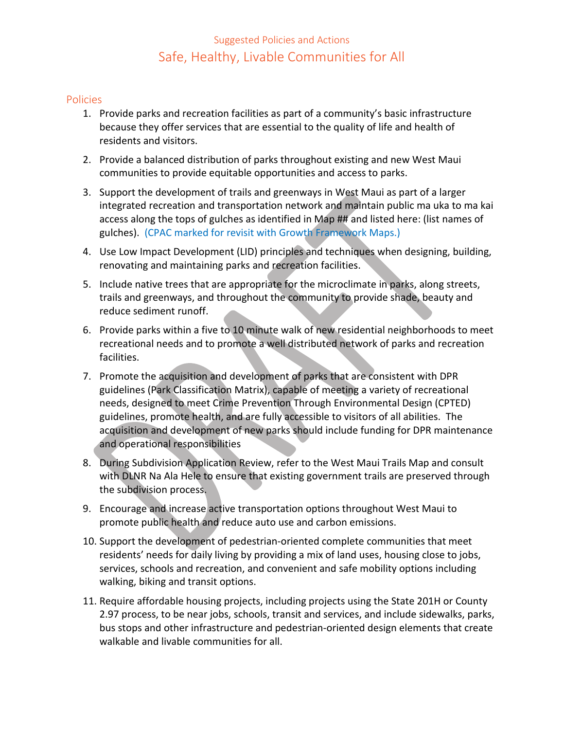Suggested Policies and Actions

# Safe, Healthy, Livable Communities for All

## Policies

1. Provide parks and recreation facilities as part of a community's basic infrastructure because they offer services that are essential to the quality of life and health of residents and visitors.
2. Provide a balanced distribution of parks throughout existing and new West Maui communities to provide equitable opportunities and access to parks.
3. Support the development of trails and greenways in West Maui as part of a larger integrated recreation and transportation network and maintain public ma uka to ma kai access along the tops of gulches as identified in Map ## and listed here: (list names of gulches). (CPAC marked for revisit with Growth Framework Maps.)
4. Use Low Impact Development (LID) principles and techniques when designing, building, renovating and maintaining parks and recreation facilities.
5. Include native trees that are appropriate for the microclimate in parks, along streets, trails and greenways, and throughout the community to provide shade, beauty and reduce sediment runoff.
6. Provide parks within a five to 10 minute walk of new residential neighborhoods to meet recreational needs and to promote a well distributed network of parks and recreation facilities.
7. Promote the acquisition and development of parks that are consistent with DPR guidelines (Park Classification Matrix), capable of meeting a variety of recreational needs, designed to meet Crime Prevention Through Environmental Design (CPTED) guidelines, promote health, and are fully accessible to visitors of all abilities. The acquisition and development of new parks should include funding for DPR maintenance and operational responsibilities
8. During Subdivision Application Review, refer to the West Maui Trails Map and consult with DLNR Na Ala Hele to ensure that existing government trails are preserved through the subdivision process.
9. Encourage and increase active transportation options throughout West Maui to promote public health and reduce auto use and carbon emissions.
10. Support the development of pedestrian-oriented complete communities that meet residents' needs for daily living by providing a mix of land uses, housing close to jobs, services, schools and recreation, and convenient and safe mobility options including walking, biking and transit options.
11. Require affordable housing projects, including projects using the State 201H or County 2.97 process, to be near jobs, schools, transit and services, and include sidewalks, parks, bus stops and other infrastructure and pedestrian-oriented design elements that create walkable and livable communities for all.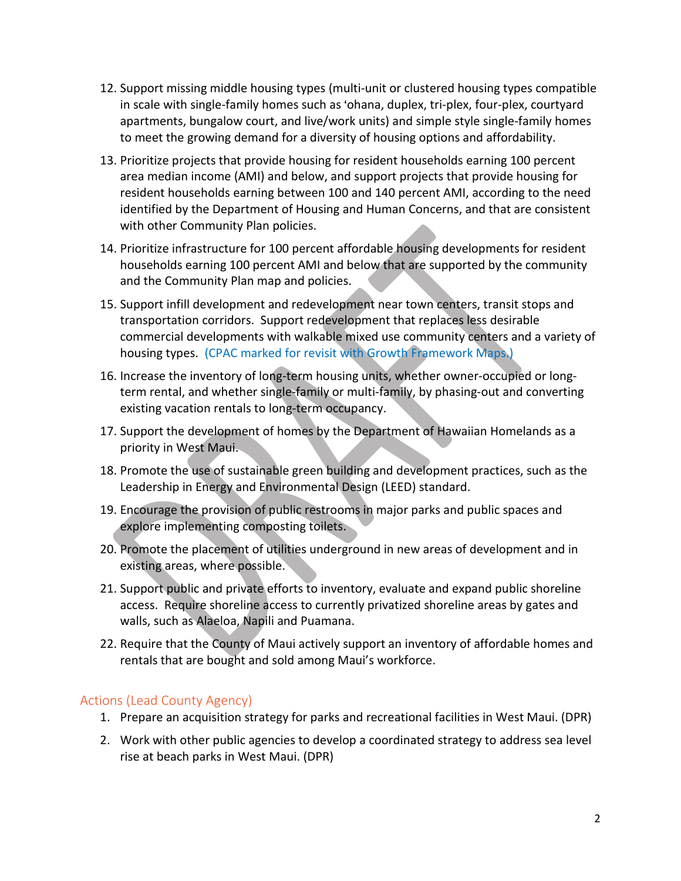12. Support missing middle housing types (multi-unit or clustered housing types compatible in scale with single-family homes such as ʻohana, duplex, tri-plex, four-plex, courtyard apartments, bungalow court, and live/work units) and simple style single-family homes to meet the growing demand for a diversity of housing options and affordability.
13. Prioritize projects that provide housing for resident households earning 100 percent area median income (AMI) and below, and support projects that provide housing for resident households earning between 100 and 140 percent AMI, according to the need identified by the Department of Housing and Human Concerns, and that are consistent with other Community Plan policies.
14. Prioritize infrastructure for 100 percent affordable housing developments for resident households earning 100 percent AMI and below that are supported by the community and the Community Plan map and policies.
15. Support infill development and redevelopment near town centers, transit stops and transportation corridors. Support redevelopment that replaces less desirable commercial developments with walkable mixed use community centers and a variety of housing types. (CPAC marked for revisit with Growth Framework Maps.)
16. Increase the inventory of long-term housing units, whether owner-occupied or long-term rental, and whether single-family or multi-family, by phasing-out and converting existing vacation rentals to long-term occupancy.
17. Support the development of homes by the Department of Hawaiian Homelands as a priority in West Maui.
18. Promote the use of sustainable green building and development practices, such as the Leadership in Energy and Environmental Design (LEED) standard.
19. Encourage the provision of public restrooms in major parks and public spaces and explore implementing composting toilets.
20. Promote the placement of utilities underground in new areas of development and in existing areas, where possible.
21. Support public and private efforts to inventory, evaluate and expand public shoreline access. Require shoreline access to currently privatized shoreline areas by gates and walls, such as Alaeloa, Napili and Puamana.
22. Require that the County of Maui actively support an inventory of affordable homes and rentals that are bought and sold among Maui's workforce.

## Actions (Lead County Agency)

1. Prepare an acquisition strategy for parks and recreational facilities in West Maui. (DPR)
2. Work with other public agencies to develop a coordinated strategy to address sea level rise at beach parks in West Maui. (DPR)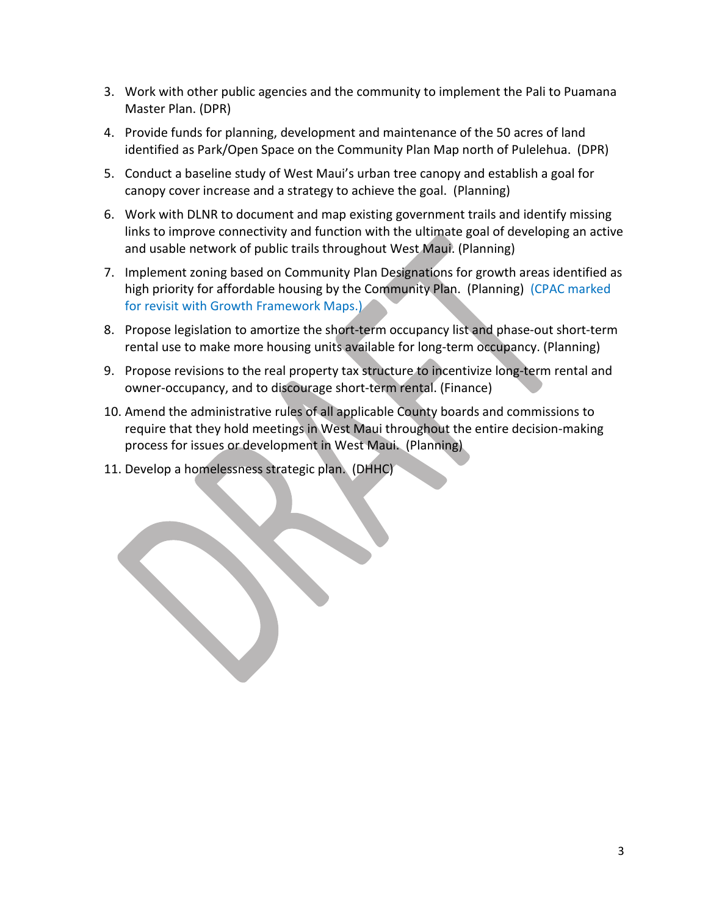3. Work with other public agencies and the community to implement the Pali to Puamana Master Plan. (DPR)
4. Provide funds for planning, development and maintenance of the 50 acres of land identified as Park/Open Space on the Community Plan Map north of Pulelehua. (DPR)
5. Conduct a baseline study of West Maui's urban tree canopy and establish a goal for canopy cover increase and a strategy to achieve the goal. (Planning)
6. Work with DLNR to document and map existing government trails and identify missing links to improve connectivity and function with the ultimate goal of developing an active and usable network of public trails throughout West Maui. (Planning)
7. Implement zoning based on Community Plan Designations for growth areas identified as high priority for affordable housing by the Community Plan. (Planning) (CPAC marked for revisit with Growth Framework Maps.)
8. Propose legislation to amortize the short-term occupancy list and phase-out short-term rental use to make more housing units available for long-term occupancy. (Planning)
9. Propose revisions to the real property tax structure to incentivize long-term rental and owner-occupancy, and to discourage short-term rental. (Finance)
10. Amend the administrative rules of all applicable County boards and commissions to require that they hold meetings in West Maui throughout the entire decision-making process for issues or development in West Maui. (Planning)
11. Develop a homelessness strategic plan. (DHHC)